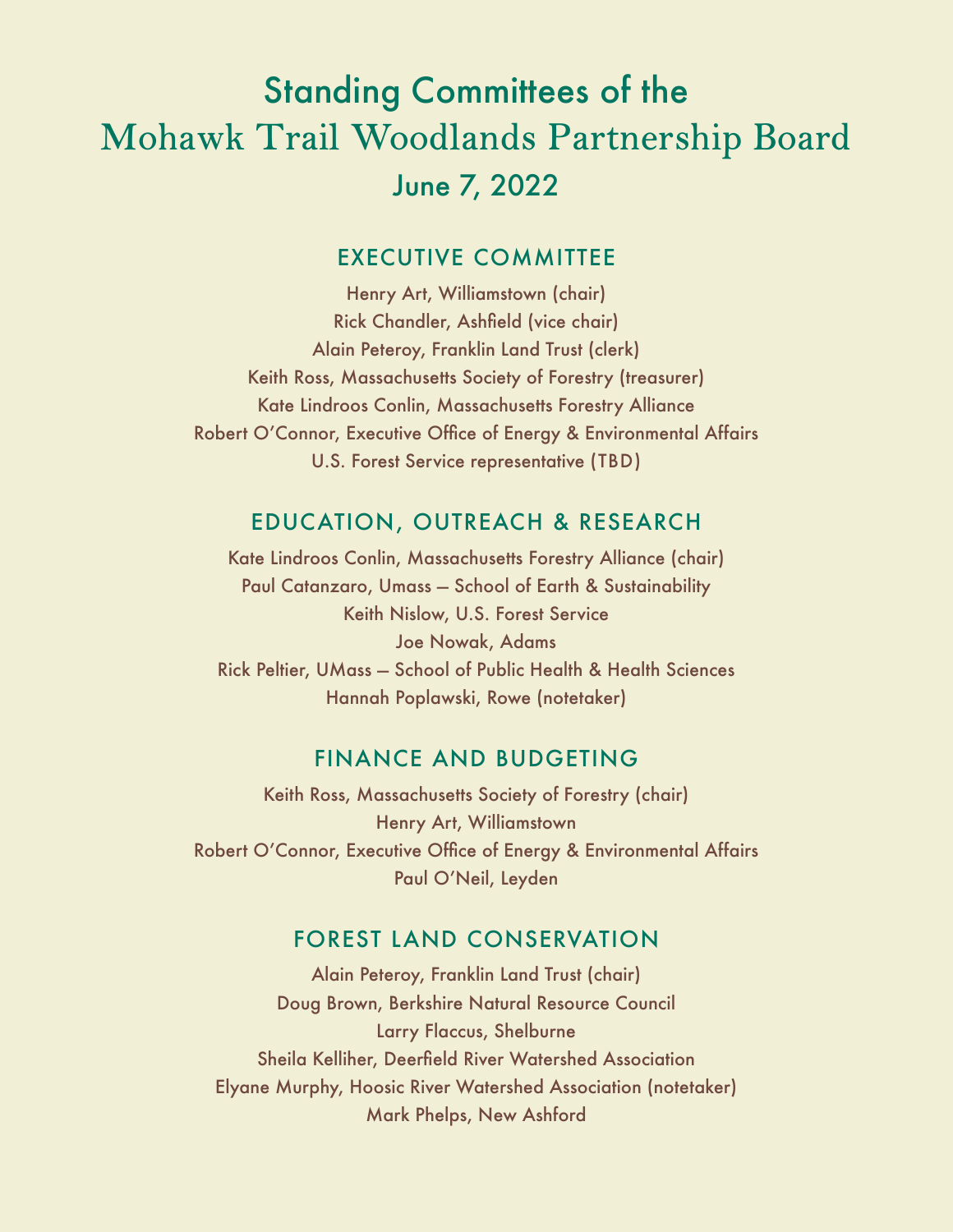# Standing Committees of the Mohawk Trail Woodlands Partnership Board

## June 7, 2022

### EXECUTIVE COMMITTEE

Henry Art, Williamstown (chair)
Rick Chandler, Ashfield (vice chair)
Alain Peteroy, Franklin Land Trust (clerk)
Keith Ross, Massachusetts Society of Forestry (treasurer)
Kate Lindroos Conlin, Massachusetts Forestry Alliance
Robert O'Connor, Executive Office of Energy & Environmental Affairs
U.S. Forest Service representative (TBD)

### EDUCATION, OUTREACH & RESEARCH

Kate Lindroos Conlin, Massachusetts Forestry Alliance (chair)
Paul Catanzaro, Umass – School of Earth & Sustainability
Keith Nislow, U.S. Forest Service
Joe Nowak, Adams
Rick Peltier, UMass – School of Public Health & Health Sciences
Hannah Poplawski, Rowe (notetaker)

### FINANCE AND BUDGETING

Keith Ross, Massachusetts Society of Forestry (chair)
Henry Art, Williamstown
Robert O'Connor, Executive Office of Energy & Environmental Affairs
Paul O'Neil, Leyden

### FOREST LAND CONSERVATION

Alain Peteroy, Franklin Land Trust (chair)
Doug Brown, Berkshire Natural Resource Council
Larry Flaccus, Shelburne
Sheila Kelliher, Deerfield River Watershed Association
Elyane Murphy, Hoosic River Watershed Association (notetaker)
Mark Phelps, New Ashford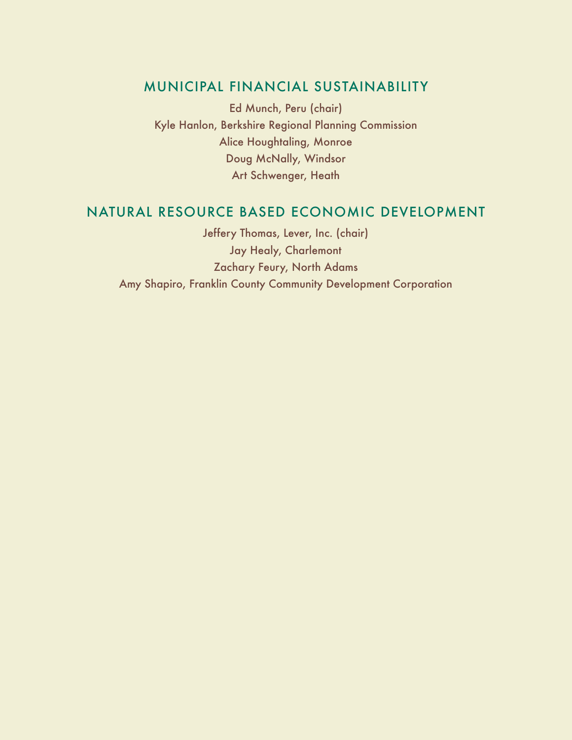## MUNICIPAL FINANCIAL SUSTAINABILITY

Ed Munch, Peru (chair)
Kyle Hanlon, Berkshire Regional Planning Commission
Alice Houghtaling, Monroe
Doug McNally, Windsor
Art Schwenger, Heath

## NATURAL RESOURCE BASED ECONOMIC DEVELOPMENT

Jeffery Thomas, Lever, Inc. (chair)
Jay Healy, Charlemont
Zachary Feury, North Adams
Amy Shapiro, Franklin County Community Development Corporation